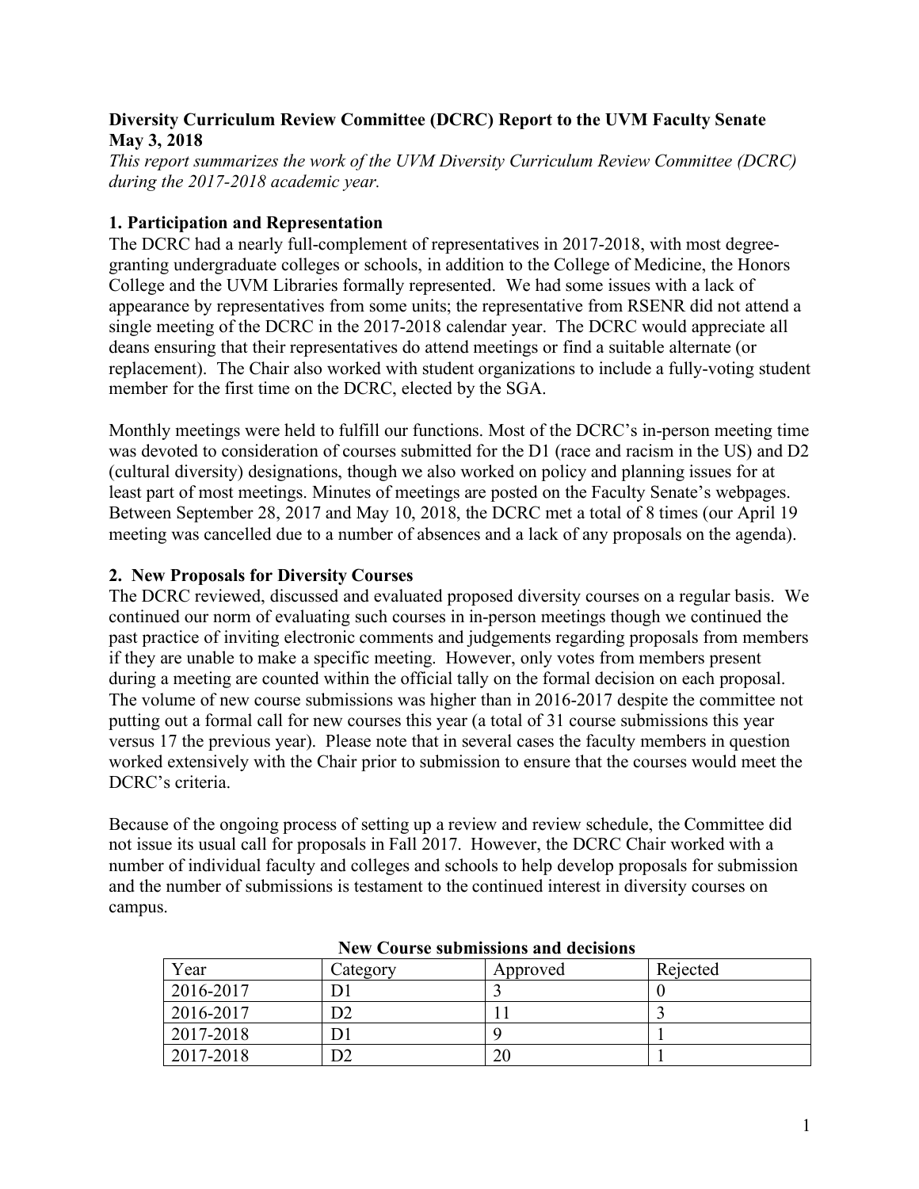**Diversity Curriculum Review Committee (DCRC) Report to the UVM Faculty Senate May 3, 2018**

*This report summarizes the work of the UVM Diversity Curriculum Review Committee (DCRC) during the 2017-2018 academic year.*

## 1. Participation and Representation

The DCRC had a nearly full-complement of representatives in 2017-2018, with most degree-granting undergraduate colleges or schools, in addition to the College of Medicine, the Honors College and the UVM Libraries formally represented. We had some issues with a lack of appearance by representatives from some units; the representative from RSENR did not attend a single meeting of the DCRC in the 2017-2018 calendar year. The DCRC would appreciate all deans ensuring that their representatives do attend meetings or find a suitable alternate (or replacement). The Chair also worked with student organizations to include a fully-voting student member for the first time on the DCRC, elected by the SGA.

Monthly meetings were held to fulfill our functions. Most of the DCRC's in-person meeting time was devoted to consideration of courses submitted for the D1 (race and racism in the US) and D2 (cultural diversity) designations, though we also worked on policy and planning issues for at least part of most meetings. Minutes of meetings are posted on the Faculty Senate's webpages. Between September 28, 2017 and May 10, 2018, the DCRC met a total of 8 times (our April 19 meeting was cancelled due to a number of absences and a lack of any proposals on the agenda).

## 2. New Proposals for Diversity Courses

The DCRC reviewed, discussed and evaluated proposed diversity courses on a regular basis. We continued our norm of evaluating such courses in in-person meetings though we continued the past practice of inviting electronic comments and judgements regarding proposals from members if they are unable to make a specific meeting. However, only votes from members present during a meeting are counted within the official tally on the formal decision on each proposal. The volume of new course submissions was higher than in 2016-2017 despite the committee not putting out a formal call for new courses this year (a total of 31 course submissions this year versus 17 the previous year). Please note that in several cases the faculty members in question worked extensively with the Chair prior to submission to ensure that the courses would meet the DCRC's criteria.

Because of the ongoing process of setting up a review and review schedule, the Committee did not issue its usual call for proposals in Fall 2017. However, the DCRC Chair worked with a number of individual faculty and colleges and schools to help develop proposals for submission and the number of submissions is testament to the continued interest in diversity courses on campus.

**New Course submissions and decisions**

| Year | Category | Approved | Rejected |
|---|---|---|---|
| 2016-2017 | D1 | 3 | 0 |
| 2016-2017 | D2 | 11 | 3 |
| 2017-2018 | D1 | 9 | 1 |
| 2017-2018 | D2 | 20 | 1 |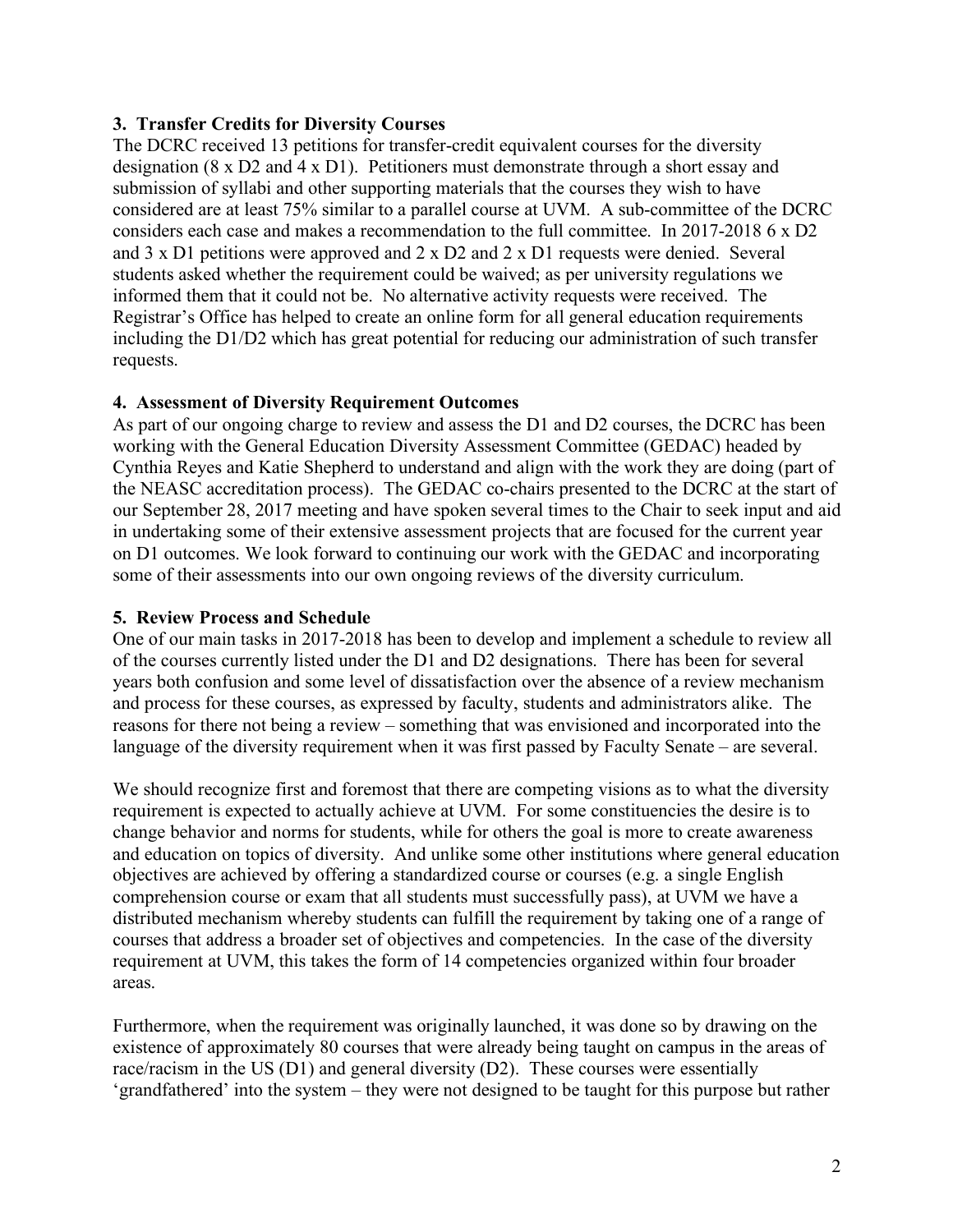**3. Transfer Credits for Diversity Courses**

The DCRC received 13 petitions for transfer-credit equivalent courses for the diversity designation (8 x D2 and 4 x D1). Petitioners must demonstrate through a short essay and submission of syllabi and other supporting materials that the courses they wish to have considered are at least 75% similar to a parallel course at UVM. A sub-committee of the DCRC considers each case and makes a recommendation to the full committee. In 2017-2018 6 x D2 and 3 x D1 petitions were approved and 2 x D2 and 2 x D1 requests were denied. Several students asked whether the requirement could be waived; as per university regulations we informed them that it could not be. No alternative activity requests were received. The Registrar's Office has helped to create an online form for all general education requirements including the D1/D2 which has great potential for reducing our administration of such transfer requests.

**4. Assessment of Diversity Requirement Outcomes**

As part of our ongoing charge to review and assess the D1 and D2 courses, the DCRC has been working with the General Education Diversity Assessment Committee (GEDAC) headed by Cynthia Reyes and Katie Shepherd to understand and align with the work they are doing (part of the NEASC accreditation process). The GEDAC co-chairs presented to the DCRC at the start of our September 28, 2017 meeting and have spoken several times to the Chair to seek input and aid in undertaking some of their extensive assessment projects that are focused for the current year on D1 outcomes. We look forward to continuing our work with the GEDAC and incorporating some of their assessments into our own ongoing reviews of the diversity curriculum.

**5. Review Process and Schedule**

One of our main tasks in 2017-2018 has been to develop and implement a schedule to review all of the courses currently listed under the D1 and D2 designations. There has been for several years both confusion and some level of dissatisfaction over the absence of a review mechanism and process for these courses, as expressed by faculty, students and administrators alike. The reasons for there not being a review – something that was envisioned and incorporated into the language of the diversity requirement when it was first passed by Faculty Senate – are several.

We should recognize first and foremost that there are competing visions as to what the diversity requirement is expected to actually achieve at UVM. For some constituencies the desire is to change behavior and norms for students, while for others the goal is more to create awareness and education on topics of diversity. And unlike some other institutions where general education objectives are achieved by offering a standardized course or courses (e.g. a single English comprehension course or exam that all students must successfully pass), at UVM we have a distributed mechanism whereby students can fulfill the requirement by taking one of a range of courses that address a broader set of objectives and competencies. In the case of the diversity requirement at UVM, this takes the form of 14 competencies organized within four broader areas.

Furthermore, when the requirement was originally launched, it was done so by drawing on the existence of approximately 80 courses that were already being taught on campus in the areas of race/racism in the US (D1) and general diversity (D2). These courses were essentially 'grandfathered' into the system – they were not designed to be taught for this purpose but rather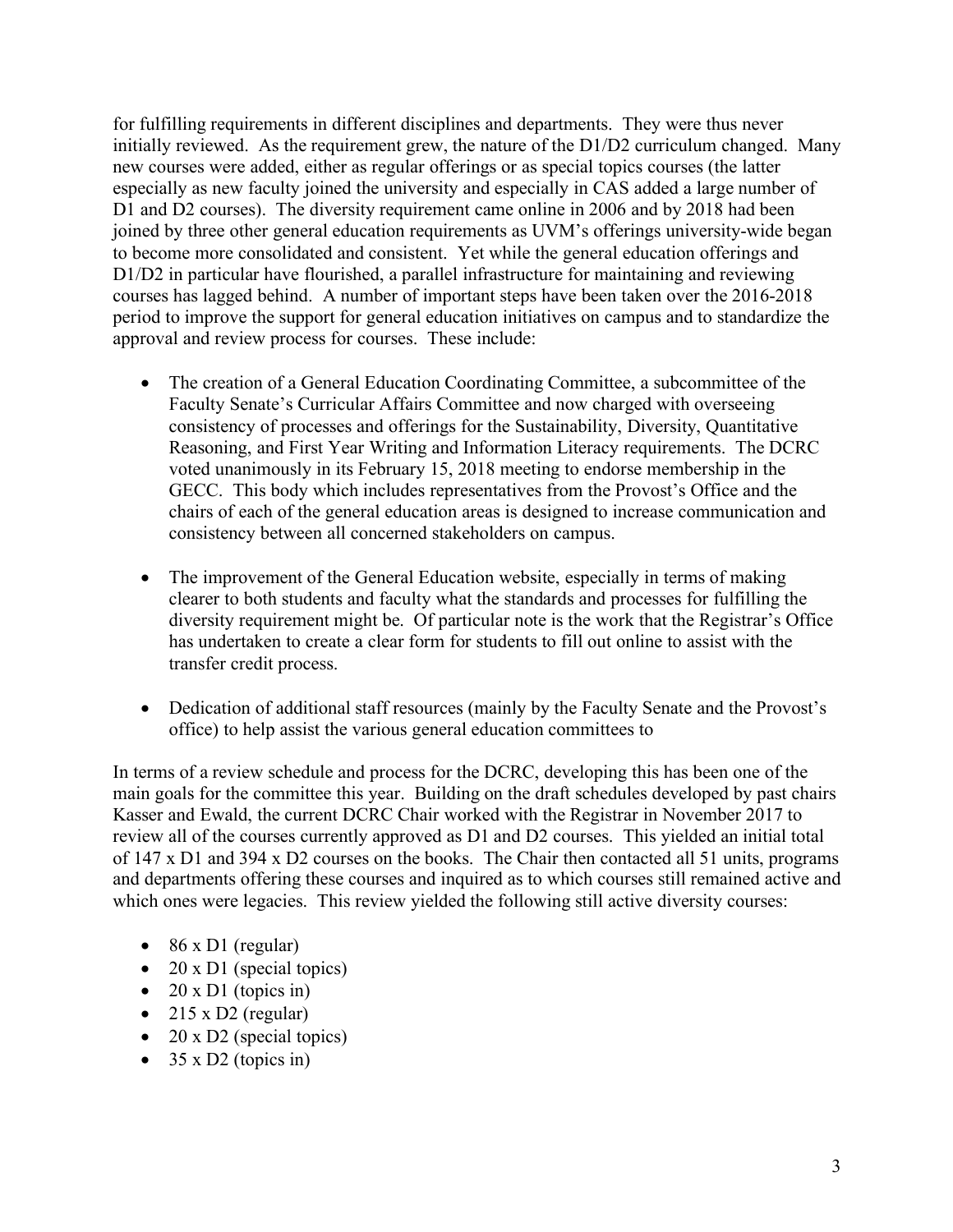for fulfilling requirements in different disciplines and departments. They were thus never initially reviewed. As the requirement grew, the nature of the D1/D2 curriculum changed. Many new courses were added, either as regular offerings or as special topics courses (the latter especially as new faculty joined the university and especially in CAS added a large number of D1 and D2 courses). The diversity requirement came online in 2006 and by 2018 had been joined by three other general education requirements as UVM's offerings university-wide began to become more consolidated and consistent. Yet while the general education offerings and D1/D2 in particular have flourished, a parallel infrastructure for maintaining and reviewing courses has lagged behind. A number of important steps have been taken over the 2016-2018 period to improve the support for general education initiatives on campus and to standardize the approval and review process for courses. These include:

- The creation of a General Education Coordinating Committee, a subcommittee of the Faculty Senate's Curricular Affairs Committee and now charged with overseeing consistency of processes and offerings for the Sustainability, Diversity, Quantitative Reasoning, and First Year Writing and Information Literacy requirements. The DCRC voted unanimously in its February 15, 2018 meeting to endorse membership in the GECC. This body which includes representatives from the Provost's Office and the chairs of each of the general education areas is designed to increase communication and consistency between all concerned stakeholders on campus.

- The improvement of the General Education website, especially in terms of making clearer to both students and faculty what the standards and processes for fulfilling the diversity requirement might be. Of particular note is the work that the Registrar's Office has undertaken to create a clear form for students to fill out online to assist with the transfer credit process.

- Dedication of additional staff resources (mainly by the Faculty Senate and the Provost's office) to help assist the various general education committees to

In terms of a review schedule and process for the DCRC, developing this has been one of the main goals for the committee this year. Building on the draft schedules developed by past chairs Kasser and Ewald, the current DCRC Chair worked with the Registrar in November 2017 to review all of the courses currently approved as D1 and D2 courses. This yielded an initial total of 147 x D1 and 394 x D2 courses on the books. The Chair then contacted all 51 units, programs and departments offering these courses and inquired as to which courses still remained active and which ones were legacies. This review yielded the following still active diversity courses:

- 86 x D1 (regular)
- 20 x D1 (special topics)
- 20 x D1 (topics in)
- 215 x D2 (regular)
- 20 x D2 (special topics)
- 35 x D2 (topics in)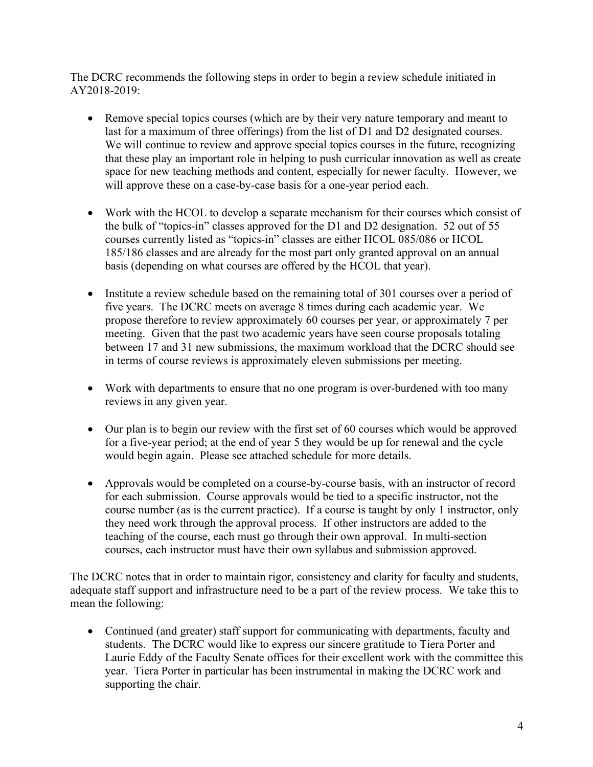The DCRC recommends the following steps in order to begin a review schedule initiated in AY2018-2019:

- Remove special topics courses (which are by their very nature temporary and meant to last for a maximum of three offerings) from the list of D1 and D2 designated courses. We will continue to review and approve special topics courses in the future, recognizing that these play an important role in helping to push curricular innovation as well as create space for new teaching methods and content, especially for newer faculty. However, we will approve these on a case-by-case basis for a one-year period each.

- Work with the HCOL to develop a separate mechanism for their courses which consist of the bulk of "topics-in" classes approved for the D1 and D2 designation. 52 out of 55 courses currently listed as "topics-in" classes are either HCOL 085/086 or HCOL 185/186 classes and are already for the most part only granted approval on an annual basis (depending on what courses are offered by the HCOL that year).

- Institute a review schedule based on the remaining total of 301 courses over a period of five years. The DCRC meets on average 8 times during each academic year. We propose therefore to review approximately 60 courses per year, or approximately 7 per meeting. Given that the past two academic years have seen course proposals totaling between 17 and 31 new submissions, the maximum workload that the DCRC should see in terms of course reviews is approximately eleven submissions per meeting.

- Work with departments to ensure that no one program is over-burdened with too many reviews in any given year.

- Our plan is to begin our review with the first set of 60 courses which would be approved for a five-year period; at the end of year 5 they would be up for renewal and the cycle would begin again. Please see attached schedule for more details.

- Approvals would be completed on a course-by-course basis, with an instructor of record for each submission. Course approvals would be tied to a specific instructor, not the course number (as is the current practice). If a course is taught by only 1 instructor, only they need work through the approval process. If other instructors are added to the teaching of the course, each must go through their own approval. In multi-section courses, each instructor must have their own syllabus and submission approved.

The DCRC notes that in order to maintain rigor, consistency and clarity for faculty and students, adequate staff support and infrastructure need to be a part of the review process. We take this to mean the following:

- Continued (and greater) staff support for communicating with departments, faculty and students. The DCRC would like to express our sincere gratitude to Tiera Porter and Laurie Eddy of the Faculty Senate offices for their excellent work with the committee this year. Tiera Porter in particular has been instrumental in making the DCRC work and supporting the chair.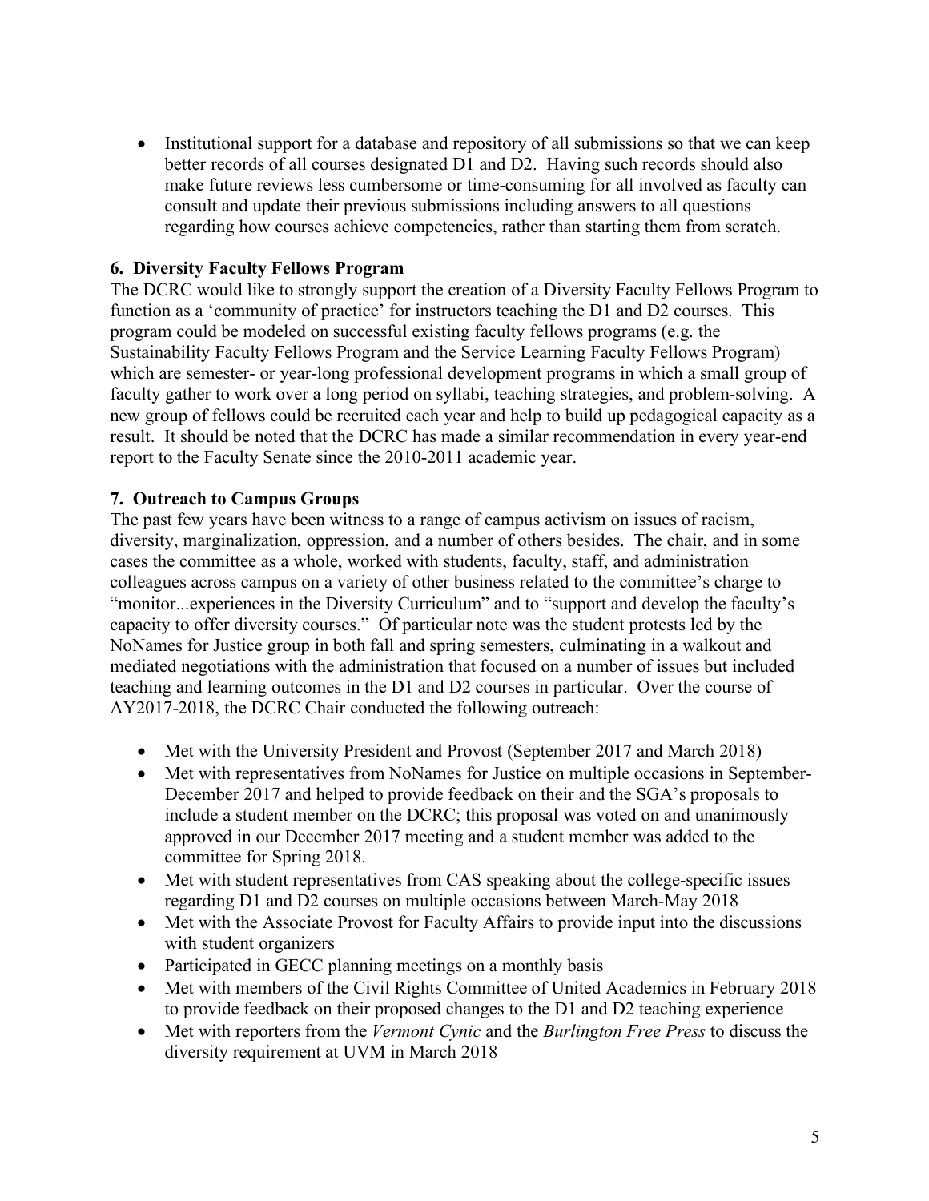- Institutional support for a database and repository of all submissions so that we can keep better records of all courses designated D1 and D2. Having such records should also make future reviews less cumbersome or time-consuming for all involved as faculty can consult and update their previous submissions including answers to all questions regarding how courses achieve competencies, rather than starting them from scratch.

**6. Diversity Faculty Fellows Program**

The DCRC would like to strongly support the creation of a Diversity Faculty Fellows Program to function as a 'community of practice' for instructors teaching the D1 and D2 courses. This program could be modeled on successful existing faculty fellows programs (e.g. the Sustainability Faculty Fellows Program and the Service Learning Faculty Fellows Program) which are semester- or year-long professional development programs in which a small group of faculty gather to work over a long period on syllabi, teaching strategies, and problem-solving. A new group of fellows could be recruited each year and help to build up pedagogical capacity as a result. It should be noted that the DCRC has made a similar recommendation in every year-end report to the Faculty Senate since the 2010-2011 academic year.

**7. Outreach to Campus Groups**

The past few years have been witness to a range of campus activism on issues of racism, diversity, marginalization, oppression, and a number of others besides. The chair, and in some cases the committee as a whole, worked with students, faculty, staff, and administration colleagues across campus on a variety of other business related to the committee's charge to "monitor...experiences in the Diversity Curriculum" and to "support and develop the faculty's capacity to offer diversity courses." Of particular note was the student protests led by the NoNames for Justice group in both fall and spring semesters, culminating in a walkout and mediated negotiations with the administration that focused on a number of issues but included teaching and learning outcomes in the D1 and D2 courses in particular. Over the course of AY2017-2018, the DCRC Chair conducted the following outreach:

- Met with the University President and Provost (September 2017 and March 2018)
- Met with representatives from NoNames for Justice on multiple occasions in September-December 2017 and helped to provide feedback on their and the SGA's proposals to include a student member on the DCRC; this proposal was voted on and unanimously approved in our December 2017 meeting and a student member was added to the committee for Spring 2018.
- Met with student representatives from CAS speaking about the college-specific issues regarding D1 and D2 courses on multiple occasions between March-May 2018
- Met with the Associate Provost for Faculty Affairs to provide input into the discussions with student organizers
- Participated in GECC planning meetings on a monthly basis
- Met with members of the Civil Rights Committee of United Academics in February 2018 to provide feedback on their proposed changes to the D1 and D2 teaching experience
- Met with reporters from the *Vermont Cynic* and the *Burlington Free Press* to discuss the diversity requirement at UVM in March 2018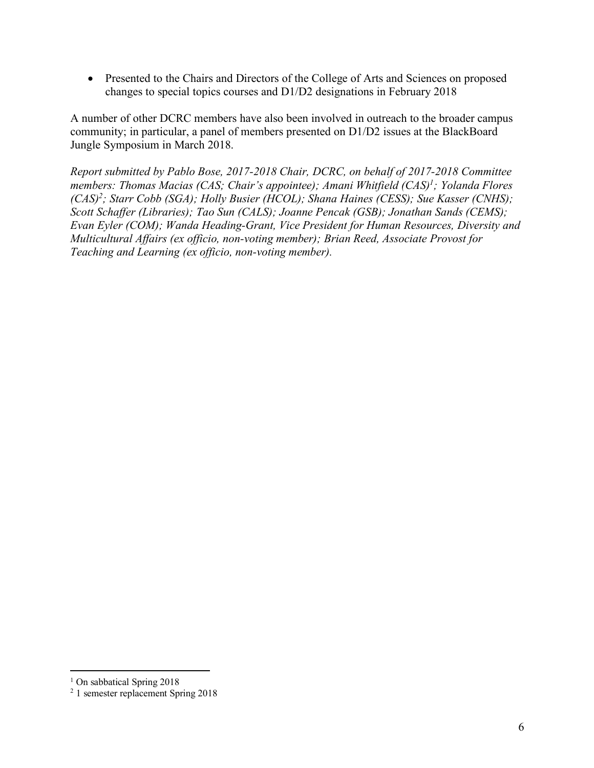- Presented to the Chairs and Directors of the College of Arts and Sciences on proposed changes to special topics courses and D1/D2 designations in February 2018

A number of other DCRC members have also been involved in outreach to the broader campus community; in particular, a panel of members presented on D1/D2 issues at the BlackBoard Jungle Symposium in March 2018.

*Report submitted by Pablo Bose, 2017-2018 Chair, DCRC, on behalf of 2017-2018 Committee members: Thomas Macias (CAS; Chair's appointee); Amani Whitfield (CAS)[1]; Yolanda Flores (CAS)[2]; Starr Cobb (SGA); Holly Busier (HCOL); Shana Haines (CESS); Sue Kasser (CNHS); Scott Schaffer (Libraries); Tao Sun (CALS); Joanne Pencak (GSB); Jonathan Sands (CEMS); Evan Eyler (COM); Wanda Heading-Grant, Vice President for Human Resources, Diversity and Multicultural Affairs (ex officio, non-voting member); Brian Reed, Associate Provost for Teaching and Learning (ex officio, non-voting member).*

---

[1] On sabbatical Spring 2018

[2] 1 semester replacement Spring 2018